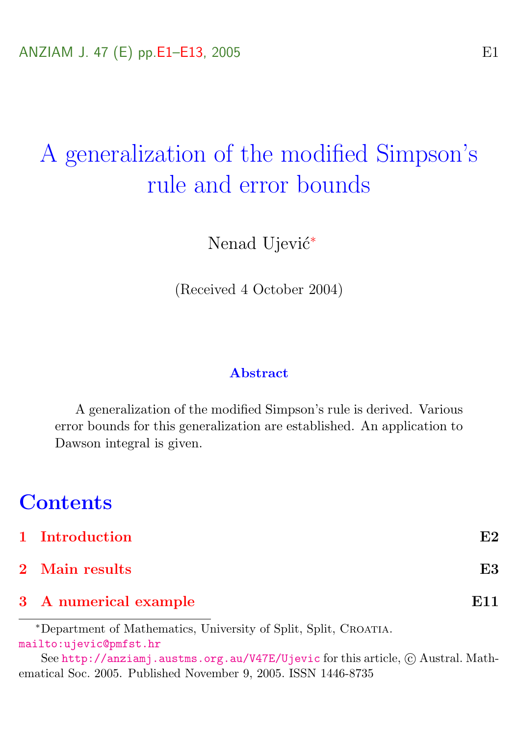# A generalization of the modified Simpson's rule and error bounds

Nenad Ujević*

(Received 4 October 2004)

### Abstract

A generalization of the modified Simpson's rule is derived. Various error bounds for this generalization are established. An application to Dawson integral is given.

## Contents

1 Introduction — E2

2 Main results — E3

3 A numerical example — E11

*Department of Mathematics, University of Split, Split, Croatia. mailto:ujevic@pmfst.hr

See http://anziamj.austms.org.au/V47E/Ujevic for this article, © Austral. Mathematical Soc. 2005. Published November 9, 2005. ISSN 1446-8735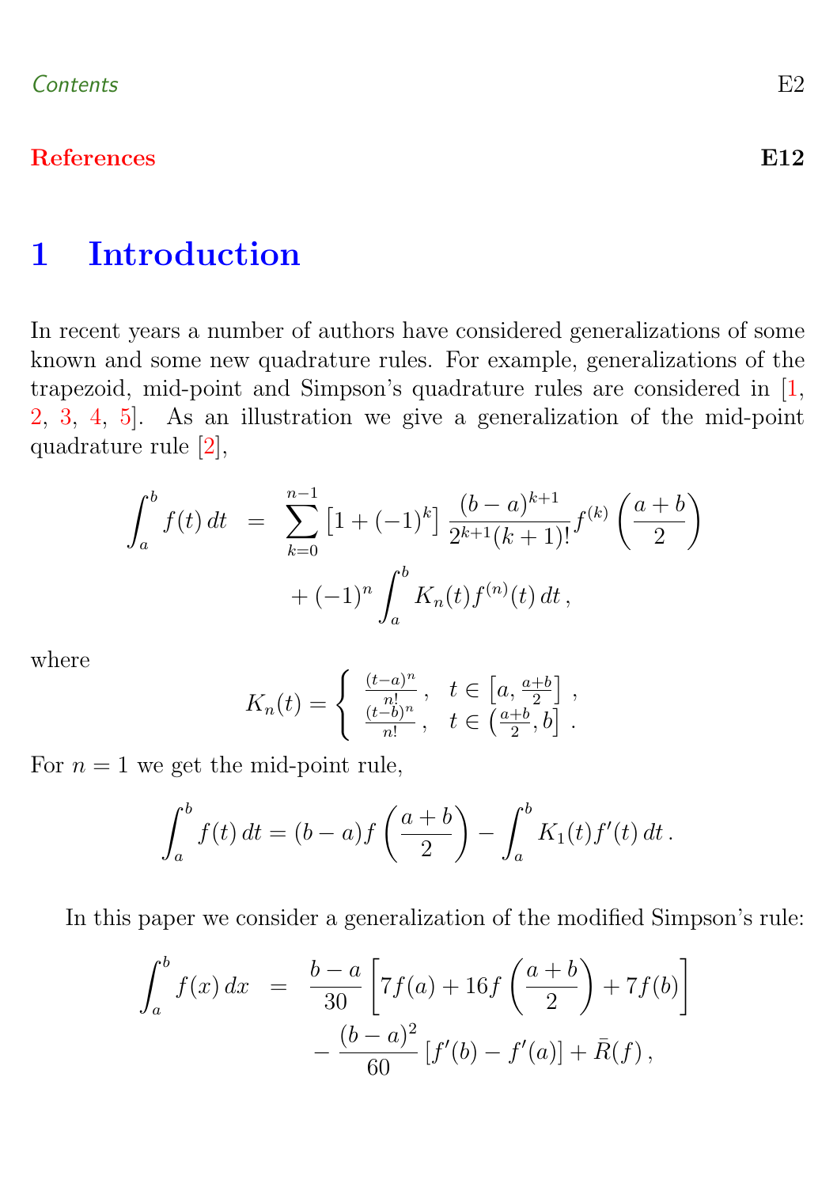Contents E2

References **E12**

# 1 Introduction

In recent years a number of authors have considered generalizations of some known and some new quadrature rules. For example, generalizations of the trapezoid, mid-point and Simpson's quadrature rules are considered in [1, 2, 3, 4, 5]. As an illustration we give a generalization of the mid-point quadrature rule [2],

$$
\begin{aligned}
\int_a^b f(t)\,dt &= \sum_{k=0}^{n-1} \left[1 + (-1)^k\right] \frac{(b-a)^{k+1}}{2^{k+1}(k+1)!} f^{(k)}\left(\frac{a+b}{2}\right) \\
&\quad + (-1)^n \int_a^b K_n(t) f^{(n)}(t)\,dt\,,
\end{aligned}
$$

where

$$
K_n(t) = \begin{cases} \frac{(t-a)^n}{n!}\,, & t \in \left[a, \frac{a+b}{2}\right]\,, \\ \frac{(t-b)^n}{n!}\,, & t \in \left(\frac{a+b}{2}, b\right]\,. \end{cases}
$$

For $n = 1$ we get the mid-point rule,

$$
\int_a^b f(t)\,dt = (b-a) f\left(\frac{a+b}{2}\right) - \int_a^b K_1(t) f'(t)\,dt\,.
$$

In this paper we consider a generalization of the modified Simpson's rule:

$$
\begin{aligned}
\int_a^b f(x)\,dx &= \frac{b-a}{30}\left[7f(a) + 16f\left(\frac{a+b}{2}\right) + 7f(b)\right] \\
&\quad - \frac{(b-a)^2}{60}\left[f'(b) - f'(a)\right] + \bar{R}(f)\,,
\end{aligned}
$$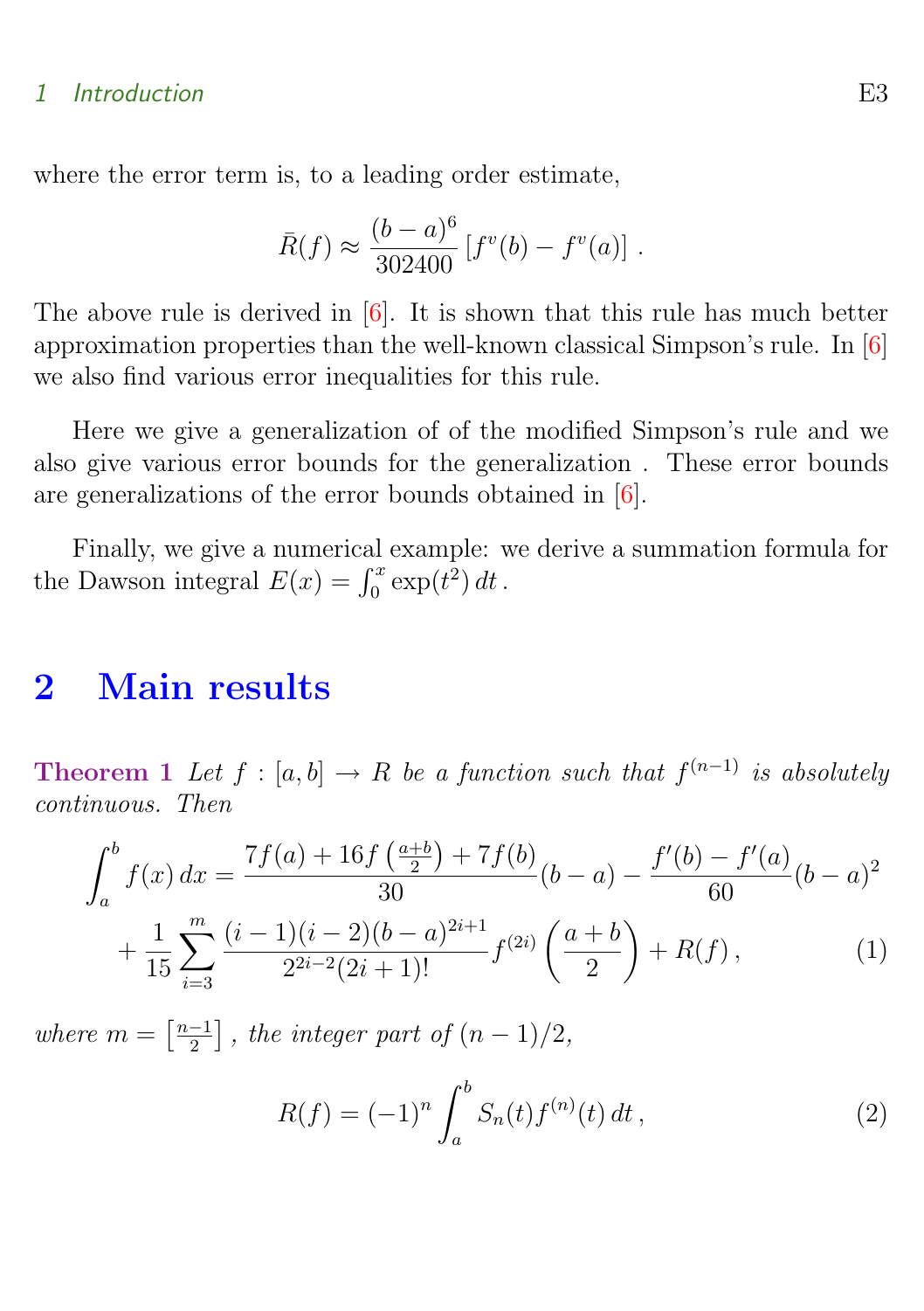where the error term is, to a leading order estimate,

$$\bar{R}(f) \approx \frac{(b-a)^6}{302400} \left[ f^v(b) - f^v(a) \right] .$$

The above rule is derived in [6]. It is shown that this rule has much better approximation properties than the well-known classical Simpson's rule. In [6] we also find various error inequalities for this rule.

Here we give a generalization of of the modified Simpson's rule and we also give various error bounds for the generalization . These error bounds are generalizations of the error bounds obtained in [6].

Finally, we give a numerical example: we derive a summation formula for the Dawson integral $E(x) = \int_0^x \exp(t^2)\, dt$ .

## 2 Main results

**Theorem 1** *Let $f : [a,b] \to R$ be a function such that $f^{(n-1)}$ is absolutely continuous. Then*

$$\begin{aligned} \int_a^b f(x)\, dx = {} & \frac{7f(a) + 16f\left(\frac{a+b}{2}\right) + 7f(b)}{30}(b-a) - \frac{f'(b) - f'(a)}{60}(b-a)^2 \\ & + \frac{1}{15} \sum_{i=3}^{m} \frac{(i-1)(i-2)(b-a)^{2i+1}}{2^{2i-2}(2i+1)!} f^{(2i)}\left(\frac{a+b}{2}\right) + R(f)\, , \end{aligned} \tag{1}$$

*where $m = \left[\frac{n-1}{2}\right]$ , the integer part of $(n-1)/2$,*

$$R(f) = (-1)^n \int_a^b S_n(t) f^{(n)}(t)\, dt\, , \tag{2}$$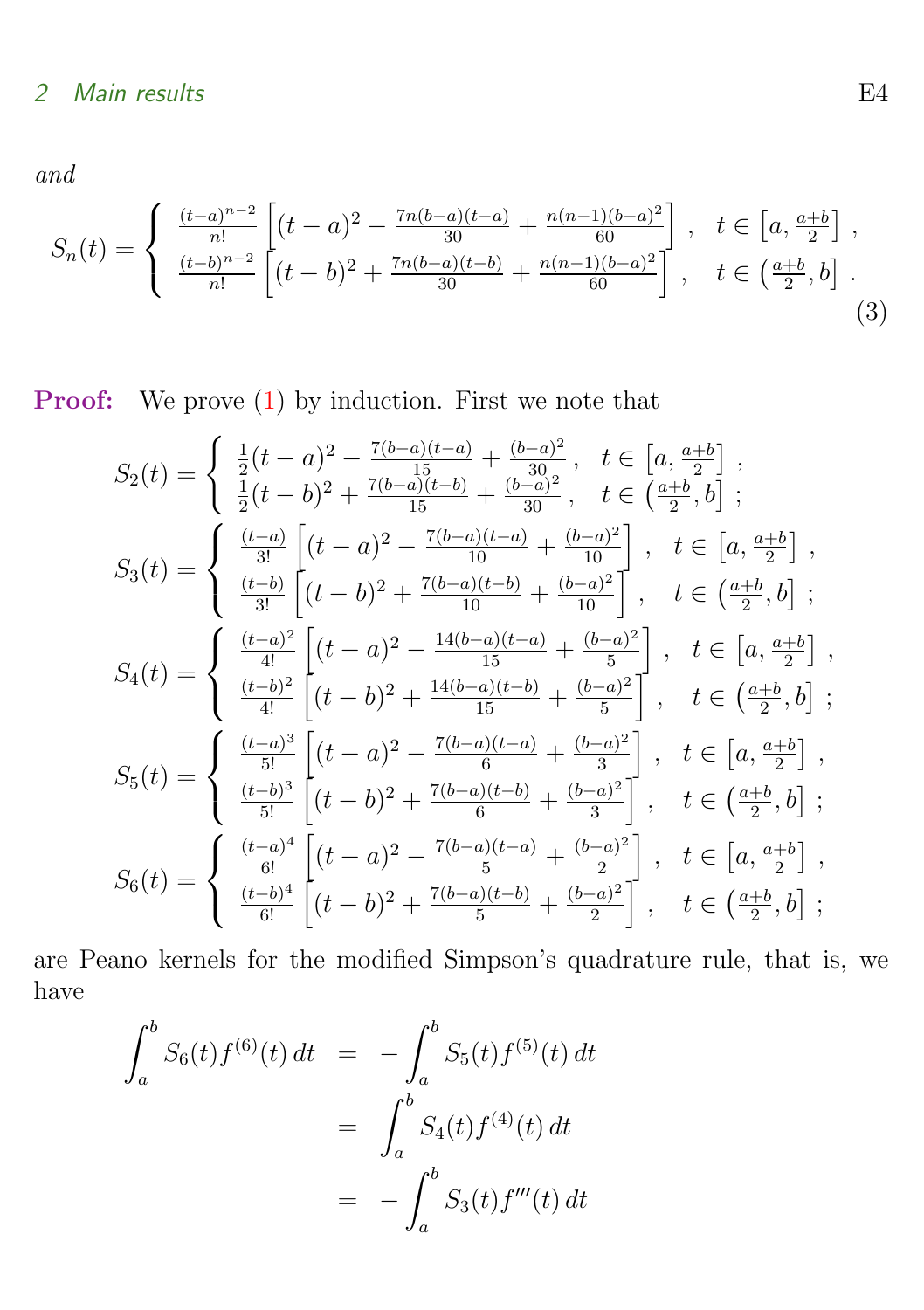*and*

$$S_n(t) = \begin{cases} \frac{(t-a)^{n-2}}{n!}\left[(t-a)^2 - \frac{7n(b-a)(t-a)}{30} + \frac{n(n-1)(b-a)^2}{60}\right], & t \in \left[a, \frac{a+b}{2}\right], \\ \frac{(t-b)^{n-2}}{n!}\left[(t-b)^2 + \frac{7n(b-a)(t-b)}{30} + \frac{n(n-1)(b-a)^2}{60}\right], & t \in \left(\frac{a+b}{2}, b\right]. \end{cases} \tag{3}$$

**Proof:** We prove (1) by induction. First we note that

$$S_2(t) = \begin{cases} \frac{1}{2}(t-a)^2 - \frac{7(b-a)(t-a)}{15} + \frac{(b-a)^2}{30}, & t \in \left[a, \frac{a+b}{2}\right], \\ \frac{1}{2}(t-b)^2 + \frac{7(b-a)(t-b)}{15} + \frac{(b-a)^2}{30}, & t \in \left(\frac{a+b}{2}, b\right]; \end{cases}$$

$$S_3(t) = \begin{cases} \frac{(t-a)}{3!}\left[(t-a)^2 - \frac{7(b-a)(t-a)}{10} + \frac{(b-a)^2}{10}\right], & t \in \left[a, \frac{a+b}{2}\right], \\ \frac{(t-b)}{3!}\left[(t-b)^2 + \frac{7(b-a)(t-b)}{10} + \frac{(b-a)^2}{10}\right], & t \in \left(\frac{a+b}{2}, b\right]; \end{cases}$$

$$S_4(t) = \begin{cases} \frac{(t-a)^2}{4!}\left[(t-a)^2 - \frac{14(b-a)(t-a)}{15} + \frac{(b-a)^2}{5}\right], & t \in \left[a, \frac{a+b}{2}\right], \\ \frac{(t-b)^2}{4!}\left[(t-b)^2 + \frac{14(b-a)(t-b)}{15} + \frac{(b-a)^2}{5}\right], & t \in \left(\frac{a+b}{2}, b\right]; \end{cases}$$

$$S_5(t) = \begin{cases} \frac{(t-a)^3}{5!}\left[(t-a)^2 - \frac{7(b-a)(t-a)}{6} + \frac{(b-a)^2}{3}\right], & t \in \left[a, \frac{a+b}{2}\right], \\ \frac{(t-b)^3}{5!}\left[(t-b)^2 + \frac{7(b-a)(t-b)}{6} + \frac{(b-a)^2}{3}\right], & t \in \left(\frac{a+b}{2}, b\right]; \end{cases}$$

$$S_6(t) = \begin{cases} \frac{(t-a)^4}{6!}\left[(t-a)^2 - \frac{7(b-a)(t-a)}{5} + \frac{(b-a)^2}{2}\right], & t \in \left[a, \frac{a+b}{2}\right], \\ \frac{(t-b)^4}{6!}\left[(t-b)^2 + \frac{7(b-a)(t-b)}{5} + \frac{(b-a)^2}{2}\right], & t \in \left(\frac{a+b}{2}, b\right]; \end{cases}$$

are Peano kernels for the modified Simpson's quadrature rule, that is, we have

$$\begin{aligned} \int_a^b S_6(t) f^{(6)}(t)\, dt &= -\int_a^b S_5(t) f^{(5)}(t)\, dt \\ &= \int_a^b S_4(t) f^{(4)}(t)\, dt \\ &= -\int_a^b S_3(t) f'''(t)\, dt \end{aligned}$$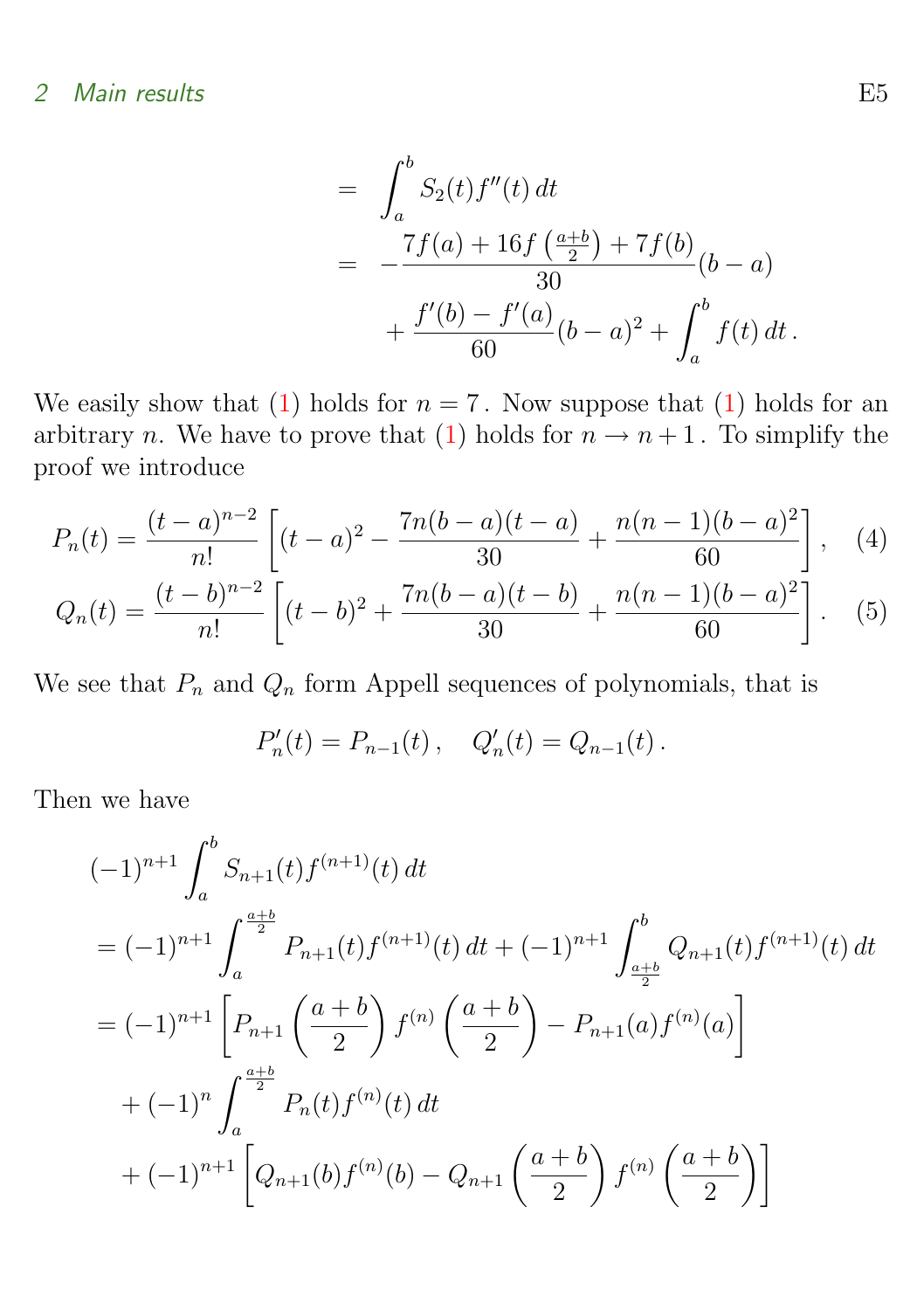$$
\begin{aligned}
&= \int_a^b S_2(t) f''(t)\,dt \\
&= -\frac{7f(a) + 16f\left(\frac{a+b}{2}\right) + 7f(b)}{30}(b-a) \\
&\quad + \frac{f'(b) - f'(a)}{60}(b-a)^2 + \int_a^b f(t)\,dt\,.
\end{aligned}
$$

We easily show that (1) holds for $n = 7$. Now suppose that (1) holds for an arbitrary $n$. We have to prove that (1) holds for $n \to n+1$. To simplify the proof we introduce

$$
P_n(t) = \frac{(t-a)^{n-2}}{n!}\left[(t-a)^2 - \frac{7n(b-a)(t-a)}{30} + \frac{n(n-1)(b-a)^2}{60}\right], \quad (4)
$$

$$
Q_n(t) = \frac{(t-b)^{n-2}}{n!}\left[(t-b)^2 + \frac{7n(b-a)(t-b)}{30} + \frac{n(n-1)(b-a)^2}{60}\right]. \quad (5)
$$

We see that $P_n$ and $Q_n$ form Appell sequences of polynomials, that is

$$
P_n'(t) = P_{n-1}(t)\,, \quad Q_n'(t) = Q_{n-1}(t)\,.
$$

Then we have

$$
\begin{aligned}
&(-1)^{n+1}\int_a^b S_{n+1}(t) f^{(n+1)}(t)\,dt \\
&= (-1)^{n+1}\int_a^{\frac{a+b}{2}} P_{n+1}(t) f^{(n+1)}(t)\,dt + (-1)^{n+1}\int_{\frac{a+b}{2}}^b Q_{n+1}(t) f^{(n+1)}(t)\,dt \\
&= (-1)^{n+1}\left[P_{n+1}\left(\frac{a+b}{2}\right) f^{(n)}\left(\frac{a+b}{2}\right) - P_{n+1}(a) f^{(n)}(a)\right] \\
&\quad + (-1)^n \int_a^{\frac{a+b}{2}} P_n(t) f^{(n)}(t)\,dt \\
&\quad + (-1)^{n+1}\left[Q_{n+1}(b) f^{(n)}(b) - Q_{n+1}\left(\frac{a+b}{2}\right) f^{(n)}\left(\frac{a+b}{2}\right)\right]
\end{aligned}
$$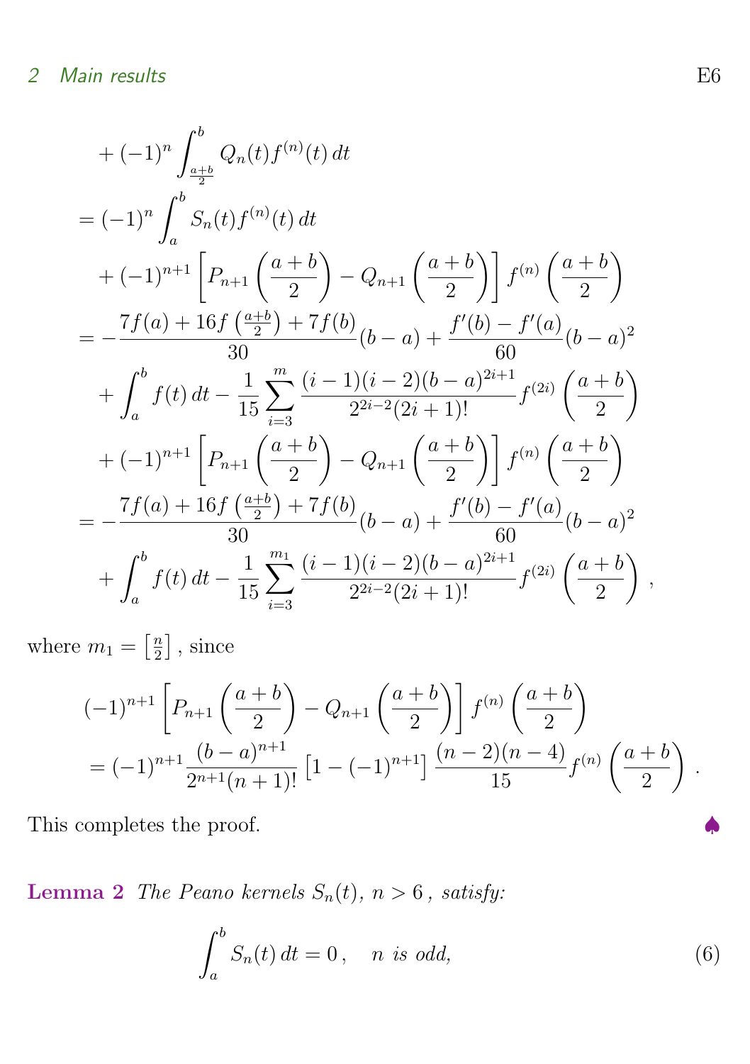$$
\begin{aligned}
&+(-1)^n \int_{\frac{a+b}{2}}^{b} Q_n(t) f^{(n)}(t)\,dt \\
&= (-1)^n \int_a^b S_n(t) f^{(n)}(t)\,dt \\
&\quad + (-1)^{n+1} \left[ P_{n+1}\left(\frac{a+b}{2}\right) - Q_{n+1}\left(\frac{a+b}{2}\right) \right] f^{(n)}\left(\frac{a+b}{2}\right) \\
&= -\frac{7f(a) + 16 f\left(\frac{a+b}{2}\right) + 7f(b)}{30}(b-a) + \frac{f'(b) - f'(a)}{60}(b-a)^2 \\
&\quad + \int_a^b f(t)\,dt - \frac{1}{15} \sum_{i=3}^{m} \frac{(i-1)(i-2)(b-a)^{2i+1}}{2^{2i-2}(2i+1)!} f^{(2i)}\left(\frac{a+b}{2}\right) \\
&\quad + (-1)^{n+1} \left[ P_{n+1}\left(\frac{a+b}{2}\right) - Q_{n+1}\left(\frac{a+b}{2}\right) \right] f^{(n)}\left(\frac{a+b}{2}\right) \\
&= -\frac{7f(a) + 16 f\left(\frac{a+b}{2}\right) + 7f(b)}{30}(b-a) + \frac{f'(b) - f'(a)}{60}(b-a)^2 \\
&\quad + \int_a^b f(t)\,dt - \frac{1}{15} \sum_{i=3}^{m_1} \frac{(i-1)(i-2)(b-a)^{2i+1}}{2^{2i-2}(2i+1)!} f^{(2i)}\left(\frac{a+b}{2}\right),
\end{aligned}
$$

where $m_1 = \left[\frac{n}{2}\right]$, since

$$
\begin{aligned}
&(-1)^{n+1} \left[ P_{n+1}\left(\frac{a+b}{2}\right) - Q_{n+1}\left(\frac{a+b}{2}\right) \right] f^{(n)}\left(\frac{a+b}{2}\right) \\
&= (-1)^{n+1} \frac{(b-a)^{n+1}}{2^{n+1}(n+1)!} \left[1 - (-1)^{n+1}\right] \frac{(n-2)(n-4)}{15} f^{(n)}\left(\frac{a+b}{2}\right).
\end{aligned}
$$

This completes the proof. ♠

**Lemma 2** *The Peano kernels $S_n(t)$, $n > 6$, satisfy:*

$$
\int_a^b S_n(t)\,dt = 0\,, \quad n \text{ is odd,} \tag{6}
$$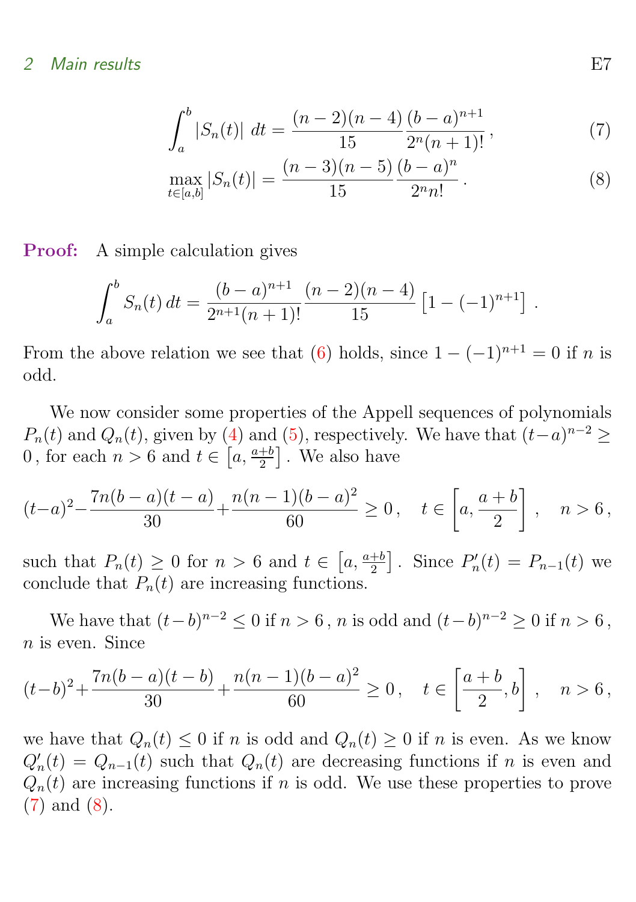$$\int_a^b |S_n(t)|\, dt = \frac{(n-2)(n-4)}{15}\frac{(b-a)^{n+1}}{2^n(n+1)!}\,, \tag{7}$$

$$\max_{t\in[a,b]} |S_n(t)| = \frac{(n-3)(n-5)}{15}\frac{(b-a)^{n}}{2^n n!}\,. \tag{8}$$

**Proof:** A simple calculation gives

$$\int_a^b S_n(t)\, dt = \frac{(b-a)^{n+1}}{2^{n+1}(n+1)!}\frac{(n-2)(n-4)}{15}\left[1-(-1)^{n+1}\right]\,.$$

From the above relation we see that (6) holds, since $1-(-1)^{n+1}=0$ if $n$ is odd.

We now consider some properties of the Appell sequences of polynomials $P_n(t)$ and $Q_n(t)$, given by (4) and (5), respectively. We have that $(t-a)^{n-2}\geq 0$, for each $n>6$ and $t\in\left[a,\frac{a+b}{2}\right]$. We also have

$$(t-a)^2-\frac{7n(b-a)(t-a)}{30}+\frac{n(n-1)(b-a)^2}{60}\geq 0\,,\quad t\in\left[a,\frac{a+b}{2}\right]\,,\quad n>6\,,$$

such that $P_n(t)\geq 0$ for $n>6$ and $t\in\left[a,\frac{a+b}{2}\right]$. Since $P_n'(t)=P_{n-1}(t)$ we conclude that $P_n(t)$ are increasing functions.

We have that $(t-b)^{n-2}\leq 0$ if $n>6$, $n$ is odd and $(t-b)^{n-2}\geq 0$ if $n>6$, $n$ is even. Since

$$(t-b)^2+\frac{7n(b-a)(t-b)}{30}+\frac{n(n-1)(b-a)^2}{60}\geq 0\,,\quad t\in\left[\frac{a+b}{2},b\right]\,,\quad n>6\,,$$

we have that $Q_n(t)\leq 0$ if $n$ is odd and $Q_n(t)\geq 0$ if $n$ is even. As we know $Q_n'(t)=Q_{n-1}(t)$ such that $Q_n(t)$ are decreasing functions if $n$ is even and $Q_n(t)$ are increasing functions if $n$ is odd. We use these properties to prove (7) and (8).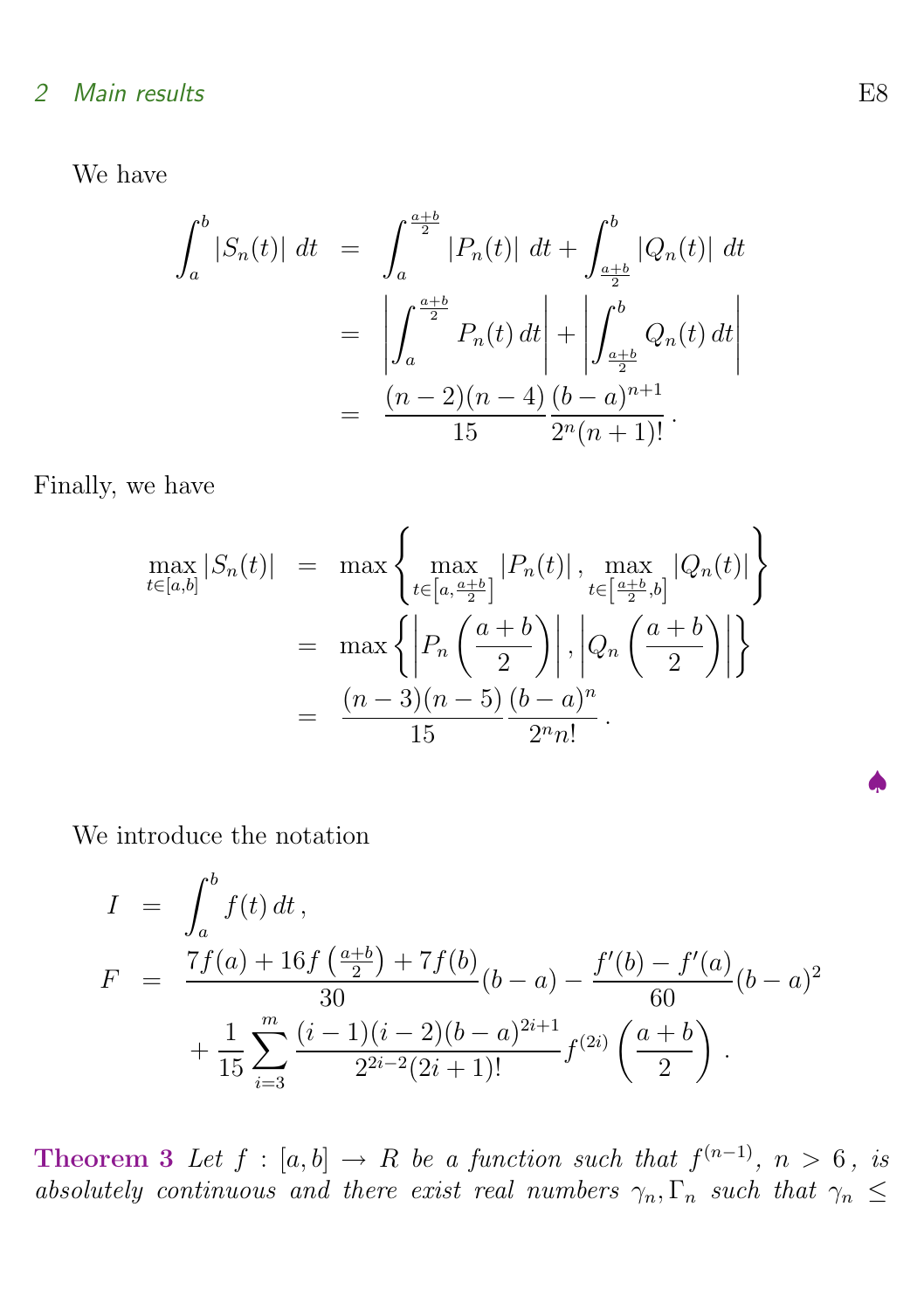We have

$$\begin{aligned}
\int_a^b |S_n(t)|\,dt &= \int_a^{\frac{a+b}{2}} |P_n(t)|\,dt + \int_{\frac{a+b}{2}}^b |Q_n(t)|\,dt \\
&= \left|\int_a^{\frac{a+b}{2}} P_n(t)\,dt\right| + \left|\int_{\frac{a+b}{2}}^b Q_n(t)\,dt\right| \\
&= \frac{(n-2)(n-4)}{15}\frac{(b-a)^{n+1}}{2^n(n+1)!}\,.
\end{aligned}$$

Finally, we have

$$\begin{aligned}
\max_{t\in[a,b]} |S_n(t)| &= \max\left\{\max_{t\in\left[a,\frac{a+b}{2}\right]} |P_n(t)|\,,\ \max_{t\in\left[\frac{a+b}{2},b\right]} |Q_n(t)|\right\} \\
&= \max\left\{\left|P_n\left(\frac{a+b}{2}\right)\right|,\left|Q_n\left(\frac{a+b}{2}\right)\right|\right\} \\
&= \frac{(n-3)(n-5)}{15}\frac{(b-a)^n}{2^n n!}\,.
\end{aligned}$$

♠

We introduce the notation

$$\begin{aligned}
I &= \int_a^b f(t)\,dt\,, \\
F &= \frac{7f(a)+16f\left(\frac{a+b}{2}\right)+7f(b)}{30}(b-a) - \frac{f'(b)-f'(a)}{60}(b-a)^2 \\
&\quad + \frac{1}{15}\sum_{i=3}^{m}\frac{(i-1)(i-2)(b-a)^{2i+1}}{2^{2i-2}(2i+1)!}f^{(2i)}\left(\frac{a+b}{2}\right).
\end{aligned}$$

**Theorem 3** *Let $f : [a,b] \to R$ be a function such that $f^{(n-1)}$, $n > 6$, is absolutely continuous and there exist real numbers $\gamma_n, \Gamma_n$ such that $\gamma_n \leq$*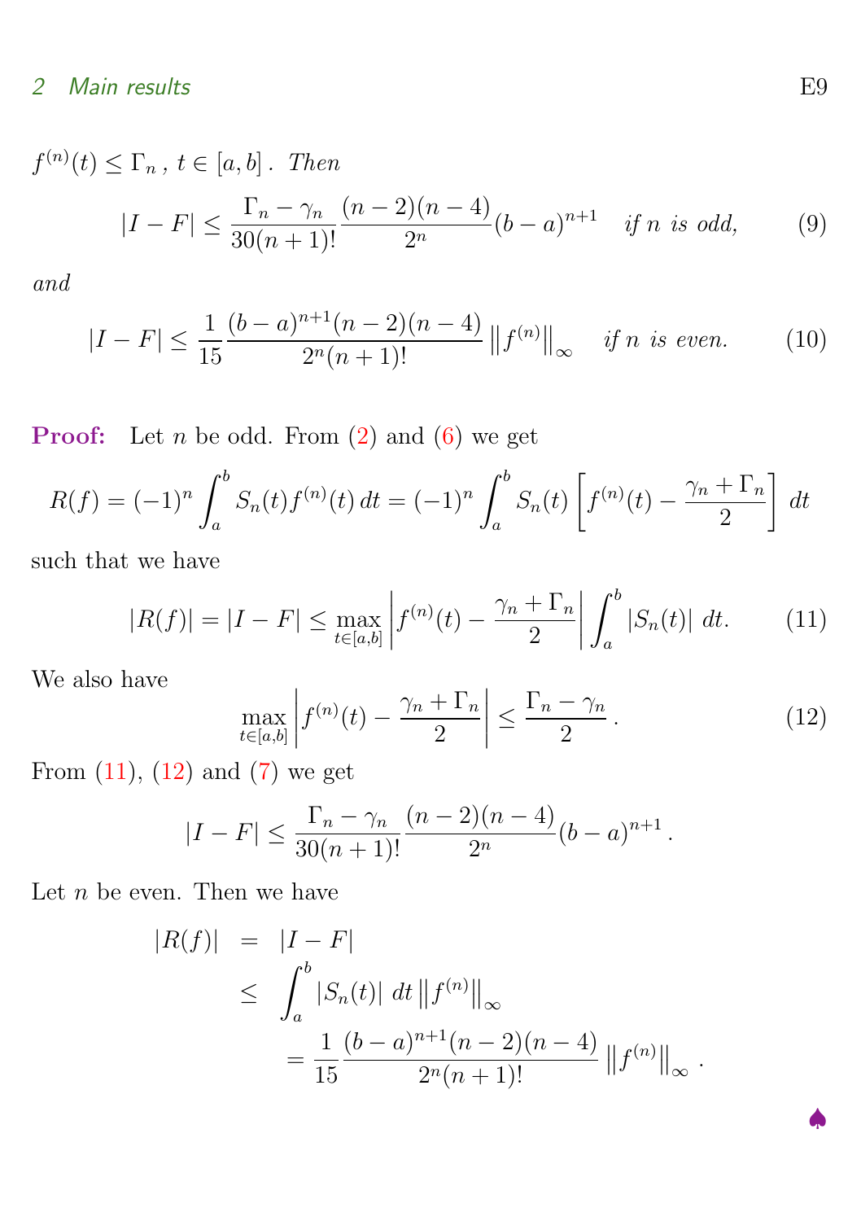$f^{(n)}(t) \le \Gamma_n$, $t \in [a,b]$. *Then*

$$|I - F| \le \frac{\Gamma_n - \gamma_n}{30(n+1)!} \frac{(n-2)(n-4)}{2^n}(b-a)^{n+1} \quad \textit{if } n \textit{ is odd,} \tag{9}$$

*and*

$$|I - F| \le \frac{1}{15} \frac{(b-a)^{n+1}(n-2)(n-4)}{2^n(n+1)!} \left\| f^{(n)} \right\|_\infty \quad \textit{if } n \textit{ is even.} \tag{10}$$

**Proof:** Let $n$ be odd. From (2) and (6) we get

$$R(f) = (-1)^n \int_a^b S_n(t) f^{(n)}(t)\, dt = (-1)^n \int_a^b S_n(t) \left[ f^{(n)}(t) - \frac{\gamma_n + \Gamma_n}{2} \right] dt$$

such that we have

$$|R(f)| = |I - F| \le \max_{t\in[a,b]} \left| f^{(n)}(t) - \frac{\gamma_n + \Gamma_n}{2} \right| \int_a^b |S_n(t)|\, dt. \tag{11}$$

We also have

$$\max_{t\in[a,b]} \left| f^{(n)}(t) - \frac{\gamma_n + \Gamma_n}{2} \right| \le \frac{\Gamma_n - \gamma_n}{2}. \tag{12}$$

From (11), (12) and (7) we get

$$|I - F| \le \frac{\Gamma_n - \gamma_n}{30(n+1)!} \frac{(n-2)(n-4)}{2^n}(b-a)^{n+1}.$$

Let $n$ be even. Then we have

$$\begin{aligned} |R(f)| &= |I - F| \\ &\le \int_a^b |S_n(t)|\, dt \left\| f^{(n)} \right\|_\infty \\ &\quad = \frac{1}{15} \frac{(b-a)^{n+1}(n-2)(n-4)}{2^n(n+1)!} \left\| f^{(n)} \right\|_\infty . \end{aligned}$$

♠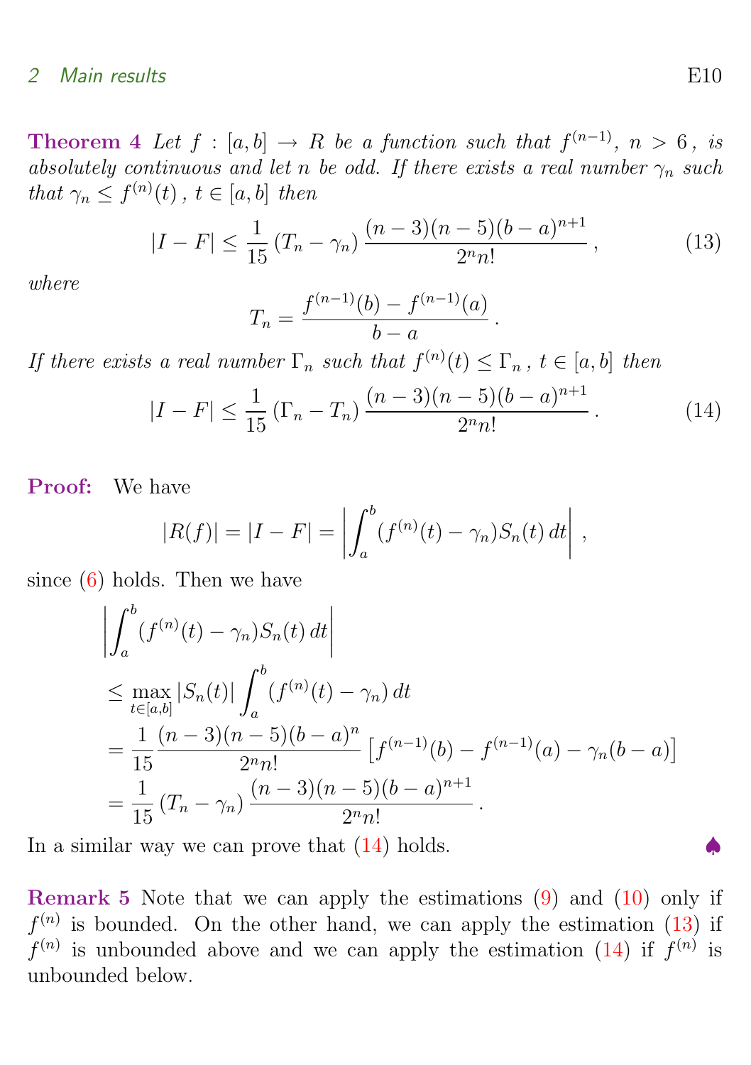**Theorem 4** *Let $f : [a, b] \to R$ be a function such that $f^{(n-1)}$, $n > 6$, is absolutely continuous and let $n$ be odd. If there exists a real number $\gamma_n$ such that $\gamma_n \le f^{(n)}(t)$, $t \in [a, b]$ then*

$$|I - F| \le \frac{1}{15}\left(T_n - \gamma_n\right)\frac{(n-3)(n-5)(b-a)^{n+1}}{2^n n!}\,, \tag{13}$$

*where*

$$T_n = \frac{f^{(n-1)}(b) - f^{(n-1)}(a)}{b-a}\,.$$

*If there exists a real number $\Gamma_n$ such that $f^{(n)}(t) \le \Gamma_n$, $t \in [a, b]$ then*

$$|I - F| \le \frac{1}{15}\left(\Gamma_n - T_n\right)\frac{(n-3)(n-5)(b-a)^{n+1}}{2^n n!}\,. \tag{14}$$

**Proof:** We have

$$|R(f)| = |I - F| = \left|\int_a^b (f^{(n)}(t) - \gamma_n) S_n(t)\, dt\right|\,,$$

since (6) holds. Then we have

$$\begin{aligned}
&\left|\int_a^b (f^{(n)}(t) - \gamma_n) S_n(t)\, dt\right| \\
&\le \max_{t\in[a,b]} |S_n(t)| \int_a^b (f^{(n)}(t) - \gamma_n)\, dt \\
&= \frac{1}{15}\frac{(n-3)(n-5)(b-a)^n}{2^n n!}\left[f^{(n-1)}(b) - f^{(n-1)}(a) - \gamma_n(b-a)\right] \\
&= \frac{1}{15}\left(T_n - \gamma_n\right)\frac{(n-3)(n-5)(b-a)^{n+1}}{2^n n!}\,.
\end{aligned}$$

In a similar way we can prove that (14) holds. ♠

**Remark 5** Note that we can apply the estimations (9) and (10) only if $f^{(n)}$ is bounded. On the other hand, we can apply the estimation (13) if $f^{(n)}$ is unbounded above and we can apply the estimation (14) if $f^{(n)}$ is unbounded below.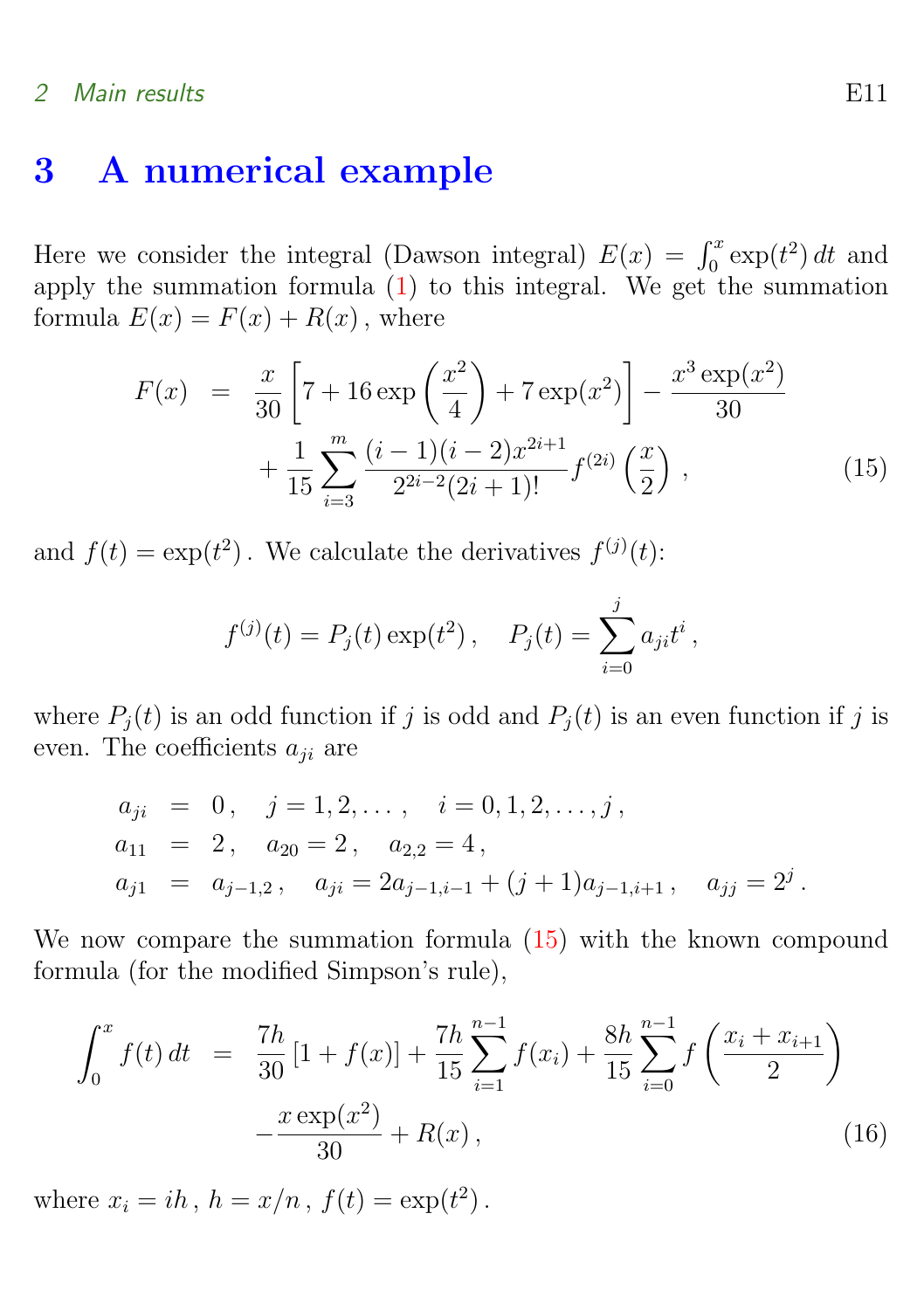## 3 A numerical example

Here we consider the integral (Dawson integral) $E(x) = \int_0^x \exp(t^2)\,dt$ and apply the summation formula (1) to this integral. We get the summation formula $E(x) = F(x) + R(x)$, where

$$
\begin{aligned}
F(x) &= \frac{x}{30}\left[7 + 16\exp\left(\frac{x^2}{4}\right) + 7\exp(x^2)\right] - \frac{x^3\exp(x^2)}{30} \\
&\quad + \frac{1}{15}\sum_{i=3}^{m} \frac{(i-1)(i-2)x^{2i+1}}{2^{2i-2}(2i+1)!} f^{(2i)}\left(\frac{x}{2}\right), \qquad (15)
\end{aligned}
$$

and $f(t) = \exp(t^2)$. We calculate the derivatives $f^{(j)}(t)$:

$$
f^{(j)}(t) = P_j(t)\exp(t^2)\,, \quad P_j(t) = \sum_{i=0}^{j} a_{ji}t^i\,,
$$

where $P_j(t)$ is an odd function if $j$ is odd and $P_j(t)$ is an even function if $j$ is even. The coefficients $a_{ji}$ are

$$
\begin{aligned}
a_{ji} &= 0\,, \quad j = 1, 2, \ldots\,, \quad i = 0, 1, 2, \ldots, j\,, \\
a_{11} &= 2\,, \quad a_{20} = 2\,, \quad a_{2,2} = 4\,, \\
a_{j1} &= a_{j-1,2}\,, \quad a_{ji} = 2a_{j-1,i-1} + (j+1)a_{j-1,i+1}\,, \quad a_{jj} = 2^j\,.
\end{aligned}
$$

We now compare the summation formula (15) with the known compound formula (for the modified Simpson's rule),

$$
\begin{aligned}
\int_0^x f(t)\,dt &= \frac{7h}{30}[1 + f(x)] + \frac{7h}{15}\sum_{i=1}^{n-1} f(x_i) + \frac{8h}{15}\sum_{i=0}^{n-1} f\left(\frac{x_i + x_{i+1}}{2}\right) \\
&\quad - \frac{x\exp(x^2)}{30} + R(x)\,, \qquad (16)
\end{aligned}
$$

where $x_i = ih$, $h = x/n$, $f(t) = \exp(t^2)$.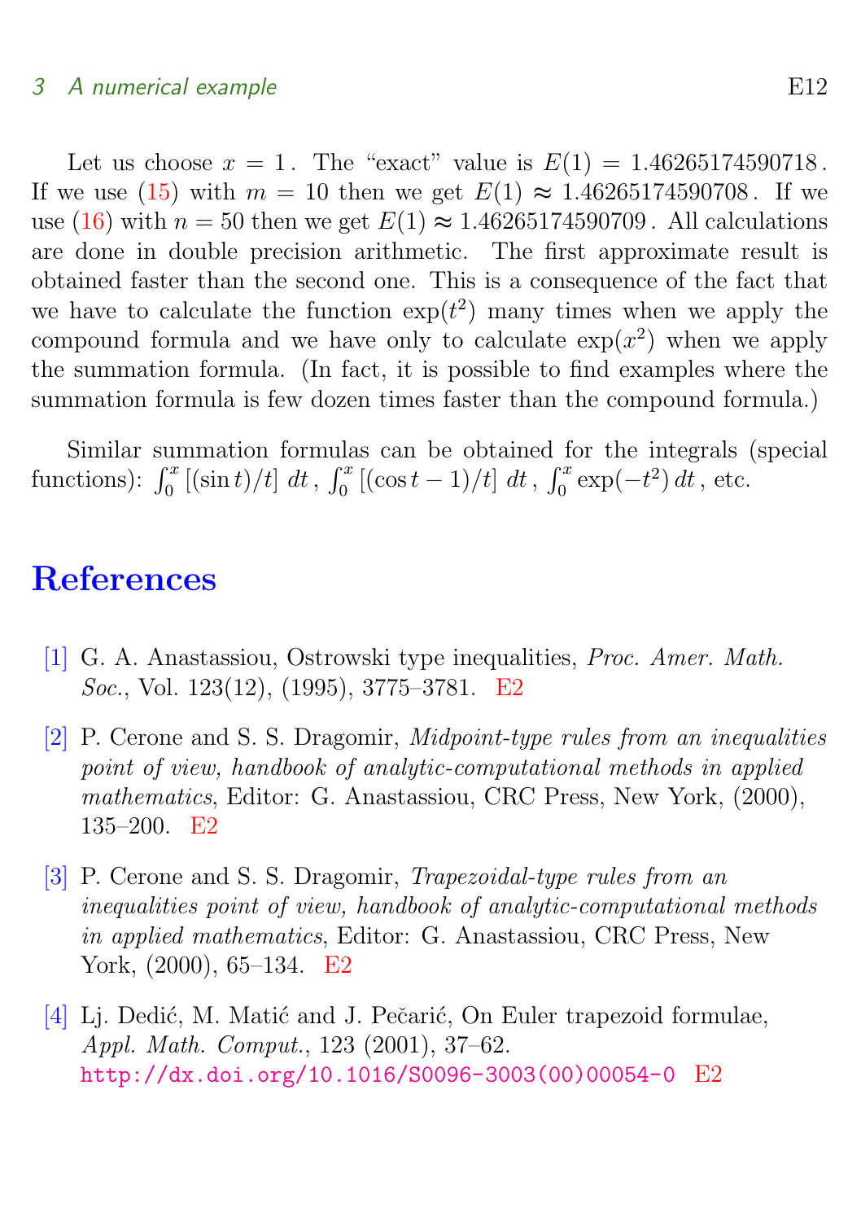Let us choose $x = 1$. The "exact" value is $E(1) = 1.46265174590718$. If we use (15) with $m = 10$ then we get $E(1) \approx 1.46265174590708$. If we use (16) with $n = 50$ then we get $E(1) \approx 1.46265174590709$. All calculations are done in double precision arithmetic. The first approximate result is obtained faster than the second one. This is a consequence of the fact that we have to calculate the function $\exp(t^2)$ many times when we apply the compound formula and we have only to calculate $\exp(x^2)$ when we apply the summation formula. (In fact, it is possible to find examples where the summation formula is few dozen times faster than the compound formula.)

Similar summation formulas can be obtained for the integrals (special functions): $\int_0^x [(\sin t)/t] \, dt$, $\int_0^x [(\cos t - 1)/t] \, dt$, $\int_0^x \exp(-t^2) \, dt$, etc.

# References

[1] G. A. Anastassiou, Ostrowski type inequalities, *Proc. Amer. Math. Soc.*, Vol. 123(12), (1995), 3775–3781. E2

[2] P. Cerone and S. S. Dragomir, *Midpoint-type rules from an inequalities point of view, handbook of analytic-computational methods in applied mathematics*, Editor: G. Anastassiou, CRC Press, New York, (2000), 135–200. E2

[3] P. Cerone and S. S. Dragomir, *Trapezoidal-type rules from an inequalities point of view, handbook of analytic-computational methods in applied mathematics*, Editor: G. Anastassiou, CRC Press, New York, (2000), 65–134. E2

[4] Lj. Dedić, M. Matić and J. Pečarić, On Euler trapezoid formulae, *Appl. Math. Comput.*, 123 (2001), 37–62. http://dx.doi.org/10.1016/S0096-3003(00)00054-0 E2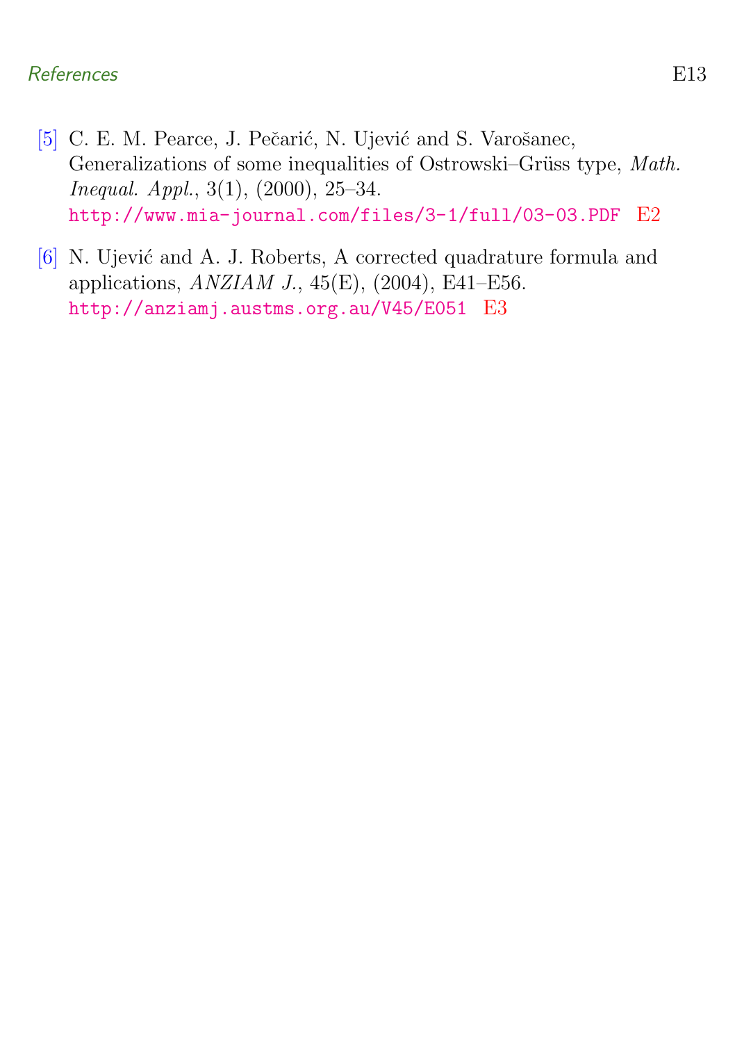[5] C. E. M. Pearce, J. Pečarić, N. Ujević and S. Varošanec, Generalizations of some inequalities of Ostrowski–Grüss type, *Math. Inequal. Appl.*, 3(1), (2000), 25–34. http://www.mia-journal.com/files/3-1/full/03-03.PDF E2

[6] N. Ujević and A. J. Roberts, A corrected quadrature formula and applications, *ANZIAM J.*, 45(E), (2004), E41–E56. http://anziamj.austms.org.au/V45/E051 E3